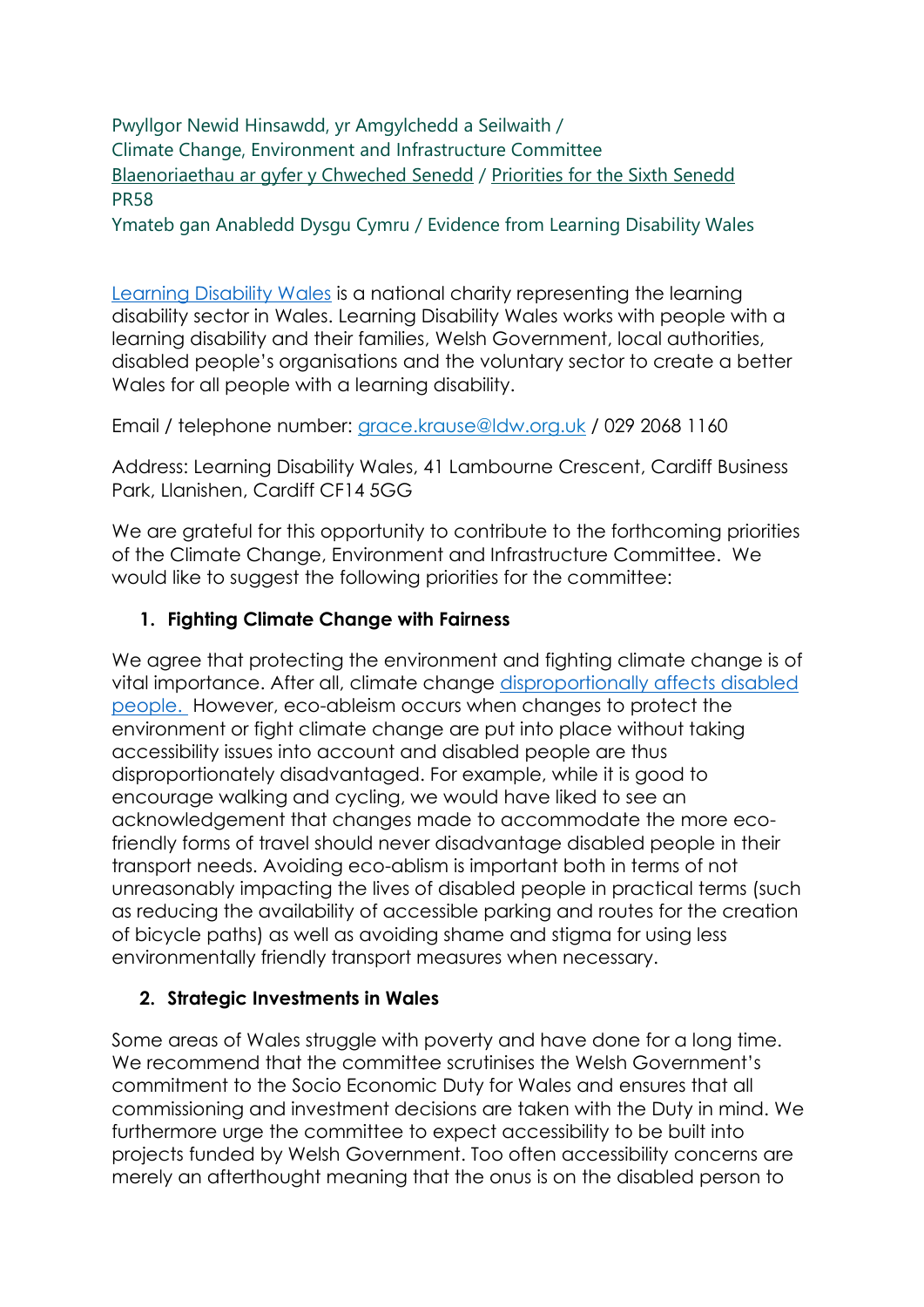Pwyllgor Newid Hinsawdd, yr Amgylchedd a Seilwaith /
Climate Change, Environment and Infrastructure Committee
Blaenoriaethau ar gyfer y Chweched Senedd / Priorities for the Sixth Senedd
PR58
Ymateb gan Anabledd Dysgu Cymru / Evidence from Learning Disability Wales

Learning Disability Wales is a national charity representing the learning disability sector in Wales. Learning Disability Wales works with people with a learning disability and their families, Welsh Government, local authorities, disabled people's organisations and the voluntary sector to create a better Wales for all people with a learning disability.

Email / telephone number: grace.krause@ldw.org.uk / 029 2068 1160

Address: Learning Disability Wales, 41 Lambourne Crescent, Cardiff Business Park, Llanishen, Cardiff CF14 5GG

We are grateful for this opportunity to contribute to the forthcoming priorities of the Climate Change, Environment and Infrastructure Committee. We would like to suggest the following priorities for the committee:

1. **Fighting Climate Change with Fairness**

We agree that protecting the environment and fighting climate change is of vital importance. After all, climate change disproportionally affects disabled people. However, eco-ableism occurs when changes to protect the environment or fight climate change are put into place without taking accessibility issues into account and disabled people are thus disproportionately disadvantaged. For example, while it is good to encourage walking and cycling, we would have liked to see an acknowledgement that changes made to accommodate the more eco-friendly forms of travel should never disadvantage disabled people in their transport needs. Avoiding eco-ablism is important both in terms of not unreasonably impacting the lives of disabled people in practical terms (such as reducing the availability of accessible parking and routes for the creation of bicycle paths) as well as avoiding shame and stigma for using less environmentally friendly transport measures when necessary.

2. **Strategic Investments in Wales**

Some areas of Wales struggle with poverty and have done for a long time. We recommend that the committee scrutinises the Welsh Government's commitment to the Socio Economic Duty for Wales and ensures that all commissioning and investment decisions are taken with the Duty in mind. We furthermore urge the committee to expect accessibility to be built into projects funded by Welsh Government. Too often accessibility concerns are merely an afterthought meaning that the onus is on the disabled person to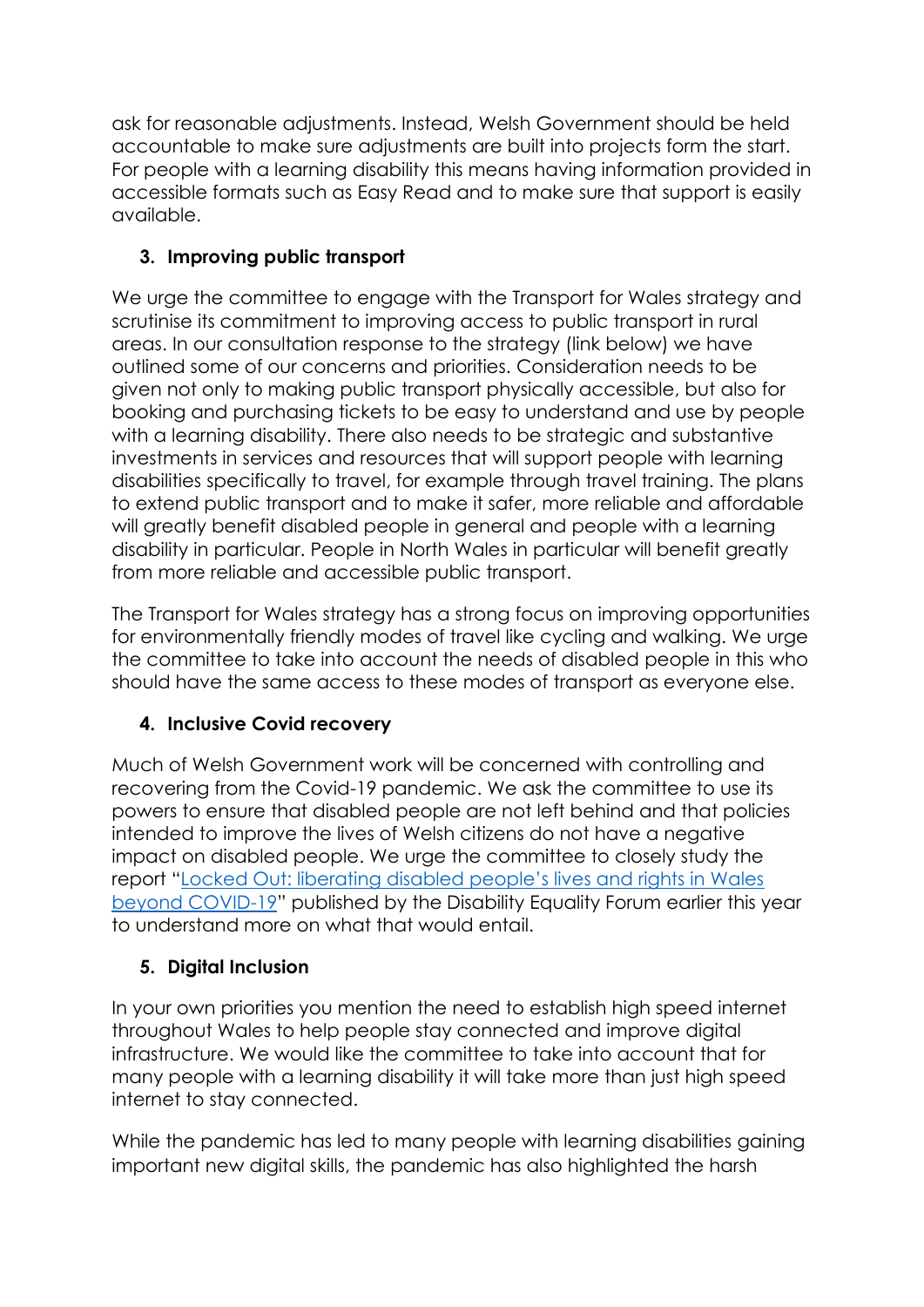ask for reasonable adjustments. Instead, Welsh Government should be held accountable to make sure adjustments are built into projects form the start. For people with a learning disability this means having information provided in accessible formats such as Easy Read and to make sure that support is easily available.

3. **Improving public transport**

We urge the committee to engage with the Transport for Wales strategy and scrutinise its commitment to improving access to public transport in rural areas. In our consultation response to the strategy (link below) we have outlined some of our concerns and priorities. Consideration needs to be given not only to making public transport physically accessible, but also for booking and purchasing tickets to be easy to understand and use by people with a learning disability. There also needs to be strategic and substantive investments in services and resources that will support people with learning disabilities specifically to travel, for example through travel training. The plans to extend public transport and to make it safer, more reliable and affordable will greatly benefit disabled people in general and people with a learning disability in particular. People in North Wales in particular will benefit greatly from more reliable and accessible public transport.

The Transport for Wales strategy has a strong focus on improving opportunities for environmentally friendly modes of travel like cycling and walking. We urge the committee to take into account the needs of disabled people in this who should have the same access to these modes of transport as everyone else.

4. **Inclusive Covid recovery**

Much of Welsh Government work will be concerned with controlling and recovering from the Covid-19 pandemic. We ask the committee to use its powers to ensure that disabled people are not left behind and that policies intended to improve the lives of Welsh citizens do not have a negative impact on disabled people. We urge the committee to closely study the report "Locked Out: liberating disabled people's lives and rights in Wales beyond COVID-19" published by the Disability Equality Forum earlier this year to understand more on what that would entail.

5. **Digital Inclusion**

In your own priorities you mention the need to establish high speed internet throughout Wales to help people stay connected and improve digital infrastructure. We would like the committee to take into account that for many people with a learning disability it will take more than just high speed internet to stay connected.

While the pandemic has led to many people with learning disabilities gaining important new digital skills, the pandemic has also highlighted the harsh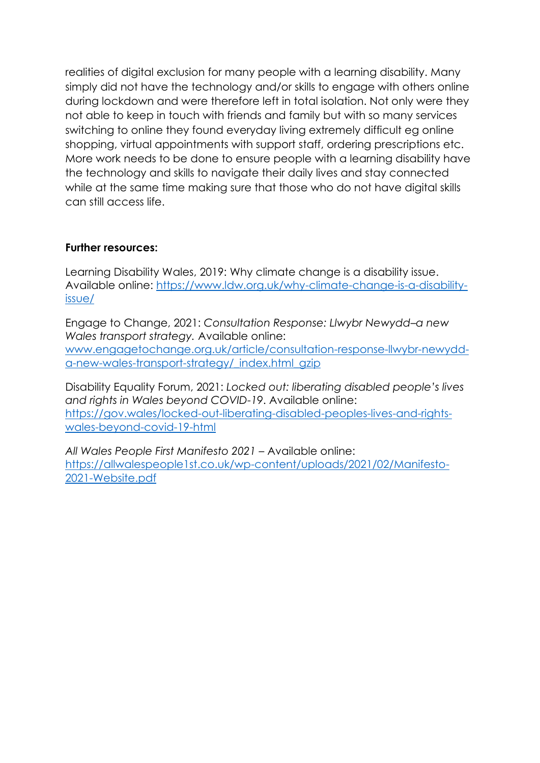realities of digital exclusion for many people with a learning disability. Many simply did not have the technology and/or skills to engage with others online during lockdown and were therefore left in total isolation. Not only were they not able to keep in touch with friends and family but with so many services switching to online they found everyday living extremely difficult eg online shopping, virtual appointments with support staff, ordering prescriptions etc. More work needs to be done to ensure people with a learning disability have the technology and skills to navigate their daily lives and stay connected while at the same time making sure that those who do not have digital skills can still access life.

**Further resources:**

Learning Disability Wales, 2019: Why climate change is a disability issue. Available online: https://www.ldw.org.uk/why-climate-change-is-a-disability-issue/

Engage to Change, 2021: *Consultation Response: Llwybr Newydd–a new Wales transport strategy.* Available online: www.engagetochange.org.uk/article/consultation-response-llwybr-newydd-a-new-wales-transport-strategy/_index.html_gzip

Disability Equality Forum, 2021: *Locked out: liberating disabled people's lives and rights in Wales beyond COVID-19*. Available online: https://gov.wales/locked-out-liberating-disabled-peoples-lives-and-rights-wales-beyond-covid-19-html

*All Wales People First Manifesto 2021* – Available online: https://allwalespeople1st.co.uk/wp-content/uploads/2021/02/Manifesto-2021-Website.pdf